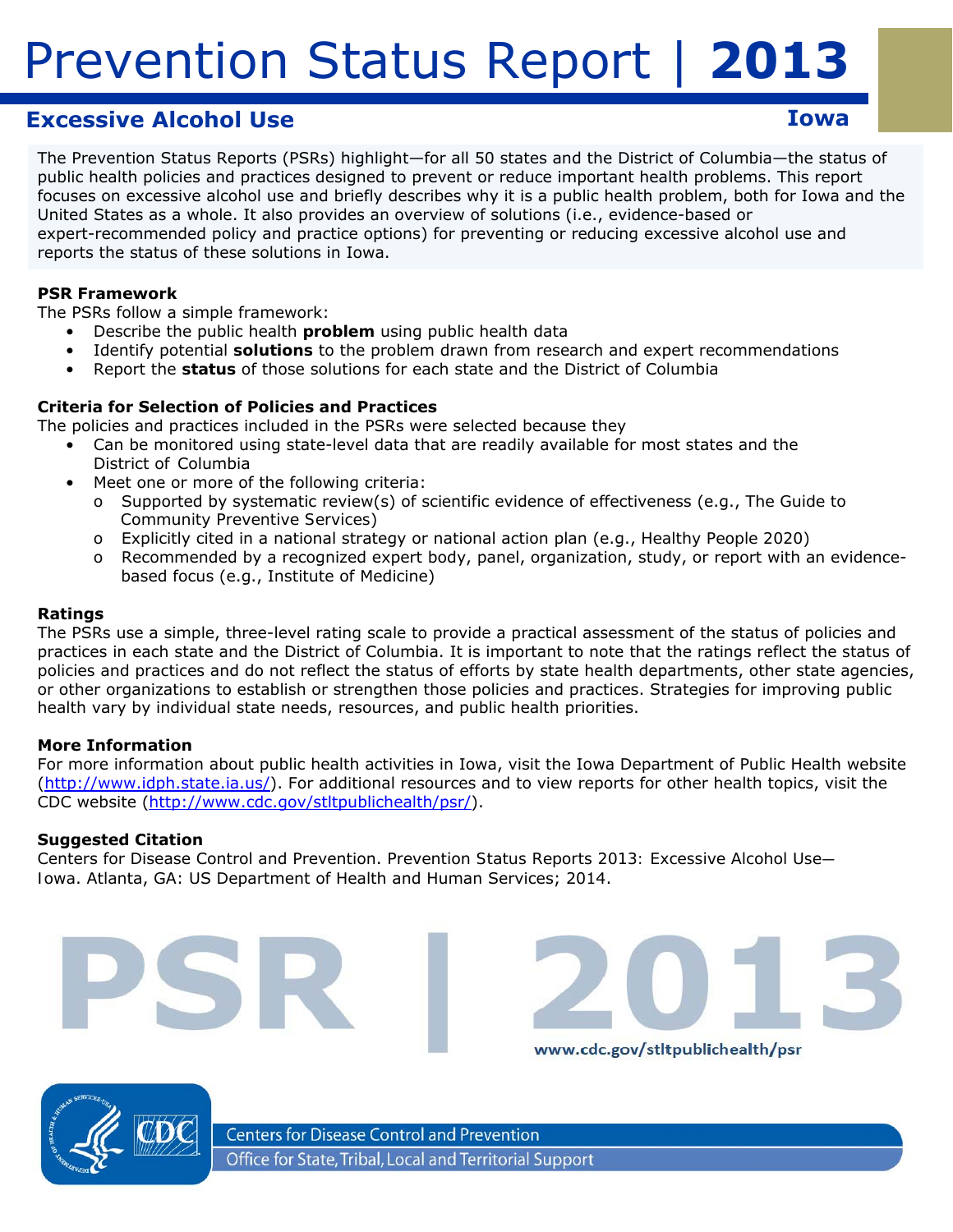# Prevention Status Report | 2013

## Excessive Alcohol Use

**Iowa**

The Prevention Status Reports (PSRs) highlight—for all 50 states and the District of Columbia—the status of public health policies and practices designed to prevent or reduce important health problems. This report focuses on excessive alcohol use and briefly describes why it is a public health problem, both for Iowa and the United States as a whole. It also provides an overview of solutions (i.e., evidence-based or expert-recommended policy and practice options) for preventing or reducing excessive alcohol use and reports the status of these solutions in Iowa.

### PSR Framework

The PSRs follow a simple framework:

- Describe the public health **problem** using public health data
- Identify potential **solutions** to the problem drawn from research and expert recommendations
- Report the **status** of those solutions for each state and the District of Columbia

### Criteria for Selection of Policies and Practices

The policies and practices included in the PSRs were selected because they

- Can be monitored using state-level data that are readily available for most states and the District of Columbia
- Meet one or more of the following criteria:
  - Supported by systematic review(s) of scientific evidence of effectiveness (e.g., The Guide to Community Preventive Services)
  - Explicitly cited in a national strategy or national action plan (e.g., Healthy People 2020)
  - Recommended by a recognized expert body, panel, organization, study, or report with an evidence-based focus (e.g., Institute of Medicine)

### Ratings

The PSRs use a simple, three-level rating scale to provide a practical assessment of the status of policies and practices in each state and the District of Columbia. It is important to note that the ratings reflect the status of policies and practices and do not reflect the status of efforts by state health departments, other state agencies, or other organizations to establish or strengthen those policies and practices. Strategies for improving public health vary by individual state needs, resources, and public health priorities.

### More Information

For more information about public health activities in Iowa, visit the Iowa Department of Public Health website (http://www.idph.state.ia.us/). For additional resources and to view reports for other health topics, visit the CDC website (http://www.cdc.gov/stltpublichealth/psr/).

### Suggested Citation

Centers for Disease Control and Prevention. Prevention Status Reports 2013: Excessive Alcohol Use—Iowa. Atlanta, GA: US Department of Health and Human Services; 2014.

PSR | 2013

www.cdc.gov/stltpublichealth/psr

Centers for Disease Control and Prevention
Office for State, Tribal, Local and Territorial Support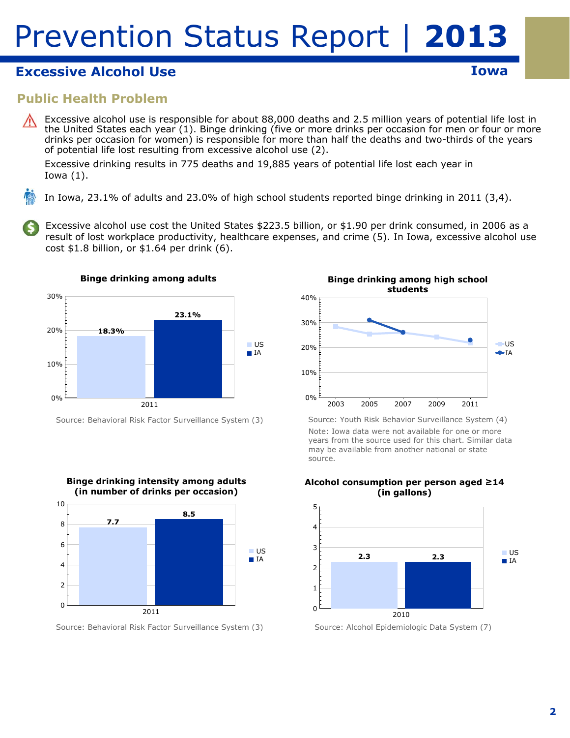# Prevention Status Report | **2013**

## Excessive Alcohol Use — Iowa

### Public Health Problem

Excessive alcohol use is responsible for about 88,000 deaths and 2.5 million years of potential life lost in the United States each year (1). Binge drinking (five or more drinks per occasion for men or four or more drinks per occasion for women) is responsible for more than half the deaths and two-thirds of the years of potential life lost resulting from excessive alcohol use (2).

Excessive drinking results in 775 deaths and 19,885 years of potential life lost each year in Iowa (1).

In Iowa, 23.1% of adults and 23.0% of high school students reported binge drinking in 2011 (3,4).

Excessive alcohol use cost the United States $223.5 billion, or $1.90 per drink consumed, in 2006 as a result of lost workplace productivity, healthcare expenses, and crime (5). In Iowa, excessive alcohol use cost $1.8 billion, or $1.64 per drink (6).

**Binge drinking among adults**

| Year | US | IA |
|---|---|---|
| 2011 | 18.3% | 23.1% |

Source: Behavioral Risk Factor Surveillance System (3)

**Binge drinking among high school students**

Source: Youth Risk Behavior Surveillance System (4)

Note: Iowa data were not available for one or more years from the source used for this chart. Similar data may be available from another national or state source.

**Binge drinking intensity among adults (in number of drinks per occasion)**

| Year | US | IA |
|---|---|---|
| 2011 | 7.7 | 8.5 |

Source: Behavioral Risk Factor Surveillance System (3)

**Alcohol consumption per person aged ≥14 (in gallons)**

| Year | US | IA |
|---|---|---|
| 2010 | 2.3 | 2.3 |

Source: Alcohol Epidemiologic Data System (7)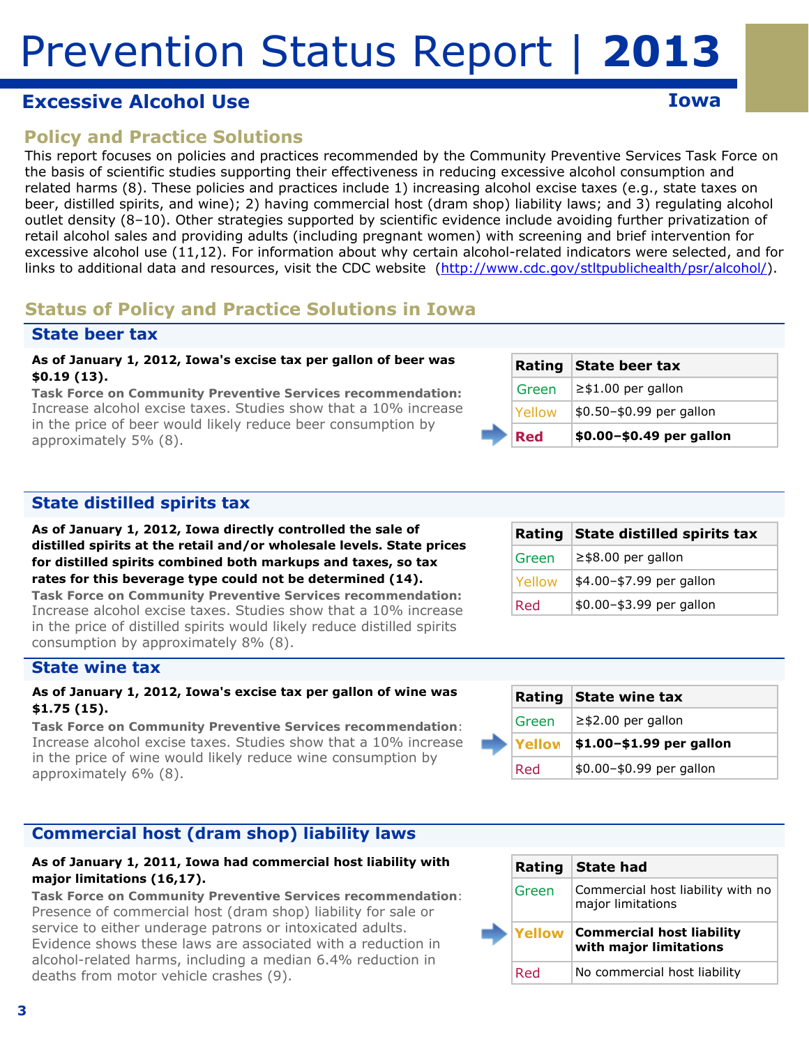# Prevention Status Report | 2013

## Excessive Alcohol Use — Iowa

### Policy and Practice Solutions

This report focuses on policies and practices recommended by the Community Preventive Services Task Force on the basis of scientific studies supporting their effectiveness in reducing excessive alcohol consumption and related harms (8). These policies and practices include 1) increasing alcohol excise taxes (e.g., state taxes on beer, distilled spirits, and wine); 2) having commercial host (dram shop) liability laws; and 3) regulating alcohol outlet density (8–10). Other strategies supported by scientific evidence include avoiding further privatization of retail alcohol sales and providing adults (including pregnant women) with screening and brief intervention for excessive alcohol use (11,12). For information about why certain alcohol-related indicators were selected, and for links to additional data and resources, visit the CDC website (http://www.cdc.gov/stltpublichealth/psr/alcohol/).

### Status of Policy and Practice Solutions in Iowa

#### State beer tax

**As of January 1, 2012, Iowa's excise tax per gallon of beer was $0.19 (13).**

**Task Force on Community Preventive Services recommendation:** Increase alcohol excise taxes. Studies show that a 10% increase in the price of beer would likely reduce beer consumption by approximately 5% (8).

| Rating | State beer tax |
|---|---|
| Green | ≥$1.00 per gallon |
| Yellow | $0.50–$0.99 per gallon |
| ➡ **Red** | **$0.00–$0.49 per gallon** |

#### State distilled spirits tax

**As of January 1, 2012, Iowa directly controlled the sale of distilled spirits at the retail and/or wholesale levels. State prices for distilled spirits combined both markups and taxes, so tax rates for this beverage type could not be determined (14).**

**Task Force on Community Preventive Services recommendation:** Increase alcohol excise taxes. Studies show that a 10% increase in the price of distilled spirits would likely reduce distilled spirits consumption by approximately 8% (8).

| Rating | State distilled spirits tax |
|---|---|
| Green | ≥$8.00 per gallon |
| Yellow | $4.00–$7.99 per gallon |
| Red | $0.00–$3.99 per gallon |

#### State wine tax

**As of January 1, 2012, Iowa's excise tax per gallon of wine was $1.75 (15).**

**Task Force on Community Preventive Services recommendation**: Increase alcohol excise taxes. Studies show that a 10% increase in the price of wine would likely reduce wine consumption by approximately 6% (8).

| Rating | State wine tax |
|---|---|
| Green | ≥$2.00 per gallon |
| ➡ **Yellow** | **$1.00–$1.99 per gallon** |
| Red | $0.00–$0.99 per gallon |

#### Commercial host (dram shop) liability laws

**As of January 1, 2011, Iowa had commercial host liability with major limitations (16,17).**

**Task Force on Community Preventive Services recommendation**: Presence of commercial host (dram shop) liability for sale or service to either underage patrons or intoxicated adults. Evidence shows these laws are associated with a reduction in alcohol-related harms, including a median 6.4% reduction in deaths from motor vehicle crashes (9).

| Rating | State had |
|---|---|
| Green | Commercial host liability with no major limitations |
| ➡ **Yellow** | **Commercial host liability with major limitations** |
| Red | No commercial host liability |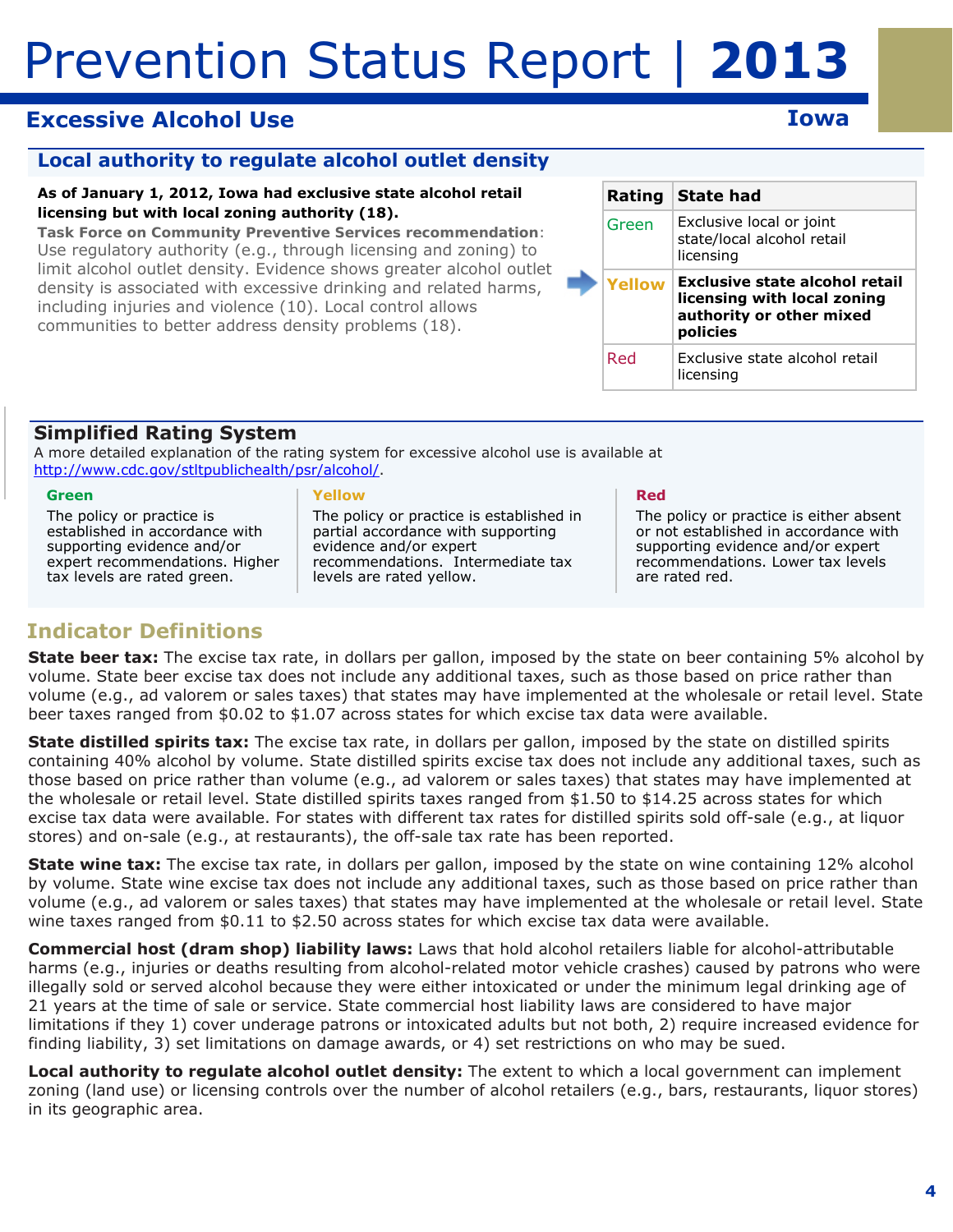# Prevention Status Report | 2013

## Excessive Alcohol Use — Iowa

### Local authority to regulate alcohol outlet density

**As of January 1, 2012, Iowa had exclusive state alcohol retail licensing but with local zoning authority (18).**

**Task Force on Community Preventive Services recommendation**: Use regulatory authority (e.g., through licensing and zoning) to limit alcohol outlet density. Evidence shows greater alcohol outlet density is associated with excessive drinking and related harms, including injuries and violence (10). Local control allows communities to better address density problems (18).

| Rating | State had |
|---|---|
| Green | Exclusive local or joint state/local alcohol retail licensing |
| **Yellow** | **Exclusive state alcohol retail licensing with local zoning authority or other mixed policies** |
| Red | Exclusive state alcohol retail licensing |

### Simplified Rating System

A more detailed explanation of the rating system for excessive alcohol use is available at http://www.cdc.gov/stltpublichealth/psr/alcohol/.

**Green**
The policy or practice is established in accordance with supporting evidence and/or expert recommendations. Higher tax levels are rated green.

**Yellow**
The policy or practice is established in partial accordance with supporting evidence and/or expert recommendations. Intermediate tax levels are rated yellow.

**Red**
The policy or practice is either absent or not established in accordance with supporting evidence and/or expert recommendations. Lower tax levels are rated red.

## Indicator Definitions

**State beer tax:** The excise tax rate, in dollars per gallon, imposed by the state on beer containing 5% alcohol by volume. State beer excise tax does not include any additional taxes, such as those based on price rather than volume (e.g., ad valorem or sales taxes) that states may have implemented at the wholesale or retail level. State beer taxes ranged from $0.02 to $1.07 across states for which excise tax data were available.

**State distilled spirits tax:** The excise tax rate, in dollars per gallon, imposed by the state on distilled spirits containing 40% alcohol by volume. State distilled spirits excise tax does not include any additional taxes, such as those based on price rather than volume (e.g., ad valorem or sales taxes) that states may have implemented at the wholesale or retail level. State distilled spirits taxes ranged from $1.50 to $14.25 across states for which excise tax data were available. For states with different tax rates for distilled spirits sold off-sale (e.g., at liquor stores) and on-sale (e.g., at restaurants), the off-sale tax rate has been reported.

**State wine tax:** The excise tax rate, in dollars per gallon, imposed by the state on wine containing 12% alcohol by volume. State wine excise tax does not include any additional taxes, such as those based on price rather than volume (e.g., ad valorem or sales taxes) that states may have implemented at the wholesale or retail level. State wine taxes ranged from $0.11 to $2.50 across states for which excise tax data were available.

**Commercial host (dram shop) liability laws:** Laws that hold alcohol retailers liable for alcohol-attributable harms (e.g., injuries or deaths resulting from alcohol-related motor vehicle crashes) caused by patrons who were illegally sold or served alcohol because they were either intoxicated or under the minimum legal drinking age of 21 years at the time of sale or service. State commercial host liability laws are considered to have major limitations if they 1) cover underage patrons or intoxicated adults but not both, 2) require increased evidence for finding liability, 3) set limitations on damage awards, or 4) set restrictions on who may be sued.

**Local authority to regulate alcohol outlet density:** The extent to which a local government can implement zoning (land use) or licensing controls over the number of alcohol retailers (e.g., bars, restaurants, liquor stores) in its geographic area.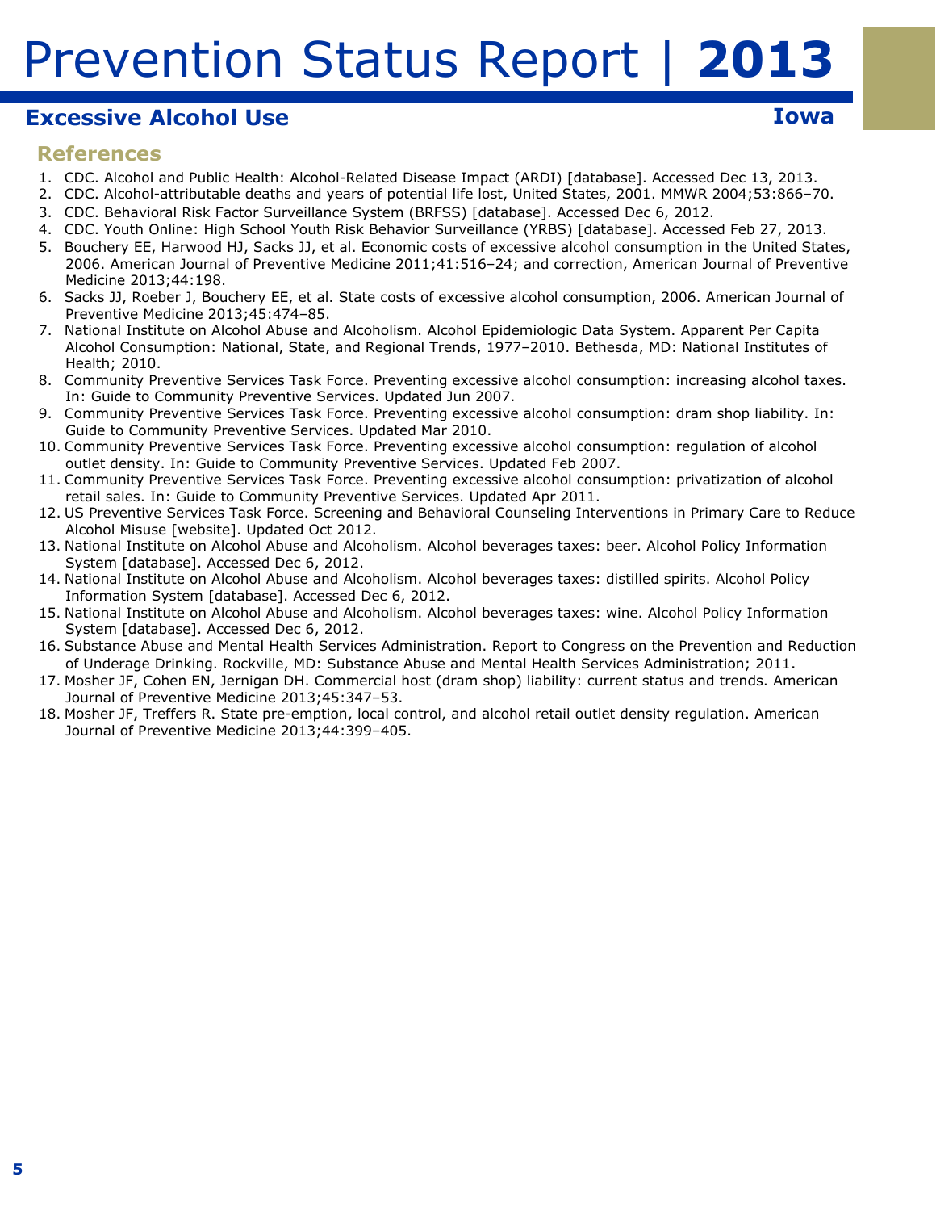# Prevention Status Report | **2013**

## Excessive Alcohol Use

## Iowa

### References

1. CDC. Alcohol and Public Health: Alcohol-Related Disease Impact (ARDI) [database]. Accessed Dec 13, 2013.
2. CDC. Alcohol-attributable deaths and years of potential life lost, United States, 2001. MMWR 2004;53:866–70.
3. CDC. Behavioral Risk Factor Surveillance System (BRFSS) [database]. Accessed Dec 6, 2012.
4. CDC. Youth Online: High School Youth Risk Behavior Surveillance (YRBS) [database]. Accessed Feb 27, 2013.
5. Bouchery EE, Harwood HJ, Sacks JJ, et al. Economic costs of excessive alcohol consumption in the United States, 2006. American Journal of Preventive Medicine 2011;41:516–24; and correction, American Journal of Preventive Medicine 2013;44:198.
6. Sacks JJ, Roeber J, Bouchery EE, et al. State costs of excessive alcohol consumption, 2006. American Journal of Preventive Medicine 2013;45:474–85.
7. National Institute on Alcohol Abuse and Alcoholism. Alcohol Epidemiologic Data System. Apparent Per Capita Alcohol Consumption: National, State, and Regional Trends, 1977–2010. Bethesda, MD: National Institutes of Health; 2010.
8. Community Preventive Services Task Force. Preventing excessive alcohol consumption: increasing alcohol taxes. In: Guide to Community Preventive Services. Updated Jun 2007.
9. Community Preventive Services Task Force. Preventing excessive alcohol consumption: dram shop liability. In: Guide to Community Preventive Services. Updated Mar 2010.
10. Community Preventive Services Task Force. Preventing excessive alcohol consumption: regulation of alcohol outlet density. In: Guide to Community Preventive Services. Updated Feb 2007.
11. Community Preventive Services Task Force. Preventing excessive alcohol consumption: privatization of alcohol retail sales. In: Guide to Community Preventive Services. Updated Apr 2011.
12. US Preventive Services Task Force. Screening and Behavioral Counseling Interventions in Primary Care to Reduce Alcohol Misuse [website]. Updated Oct 2012.
13. National Institute on Alcohol Abuse and Alcoholism. Alcohol beverages taxes: beer. Alcohol Policy Information System [database]. Accessed Dec 6, 2012.
14. National Institute on Alcohol Abuse and Alcoholism. Alcohol beverages taxes: distilled spirits. Alcohol Policy Information System [database]. Accessed Dec 6, 2012.
15. National Institute on Alcohol Abuse and Alcoholism. Alcohol beverages taxes: wine. Alcohol Policy Information System [database]. Accessed Dec 6, 2012.
16. Substance Abuse and Mental Health Services Administration. Report to Congress on the Prevention and Reduction of Underage Drinking. Rockville, MD: Substance Abuse and Mental Health Services Administration; 2011.
17. Mosher JF, Cohen EN, Jernigan DH. Commercial host (dram shop) liability: current status and trends. American Journal of Preventive Medicine 2013;45:347–53.
18. Mosher JF, Treffers R. State pre-emption, local control, and alcohol retail outlet density regulation. American Journal of Preventive Medicine 2013;44:399–405.